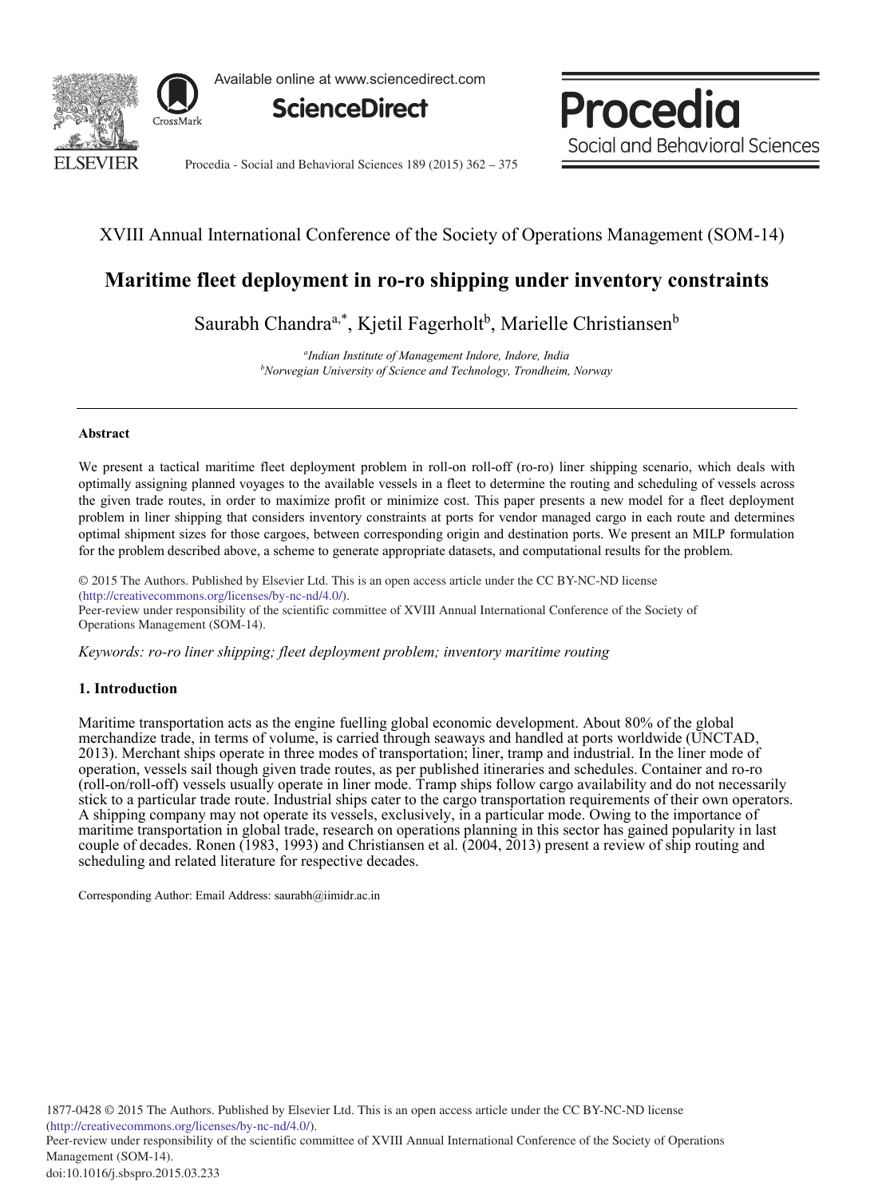# Maritime fleet deployment in ro-ro shipping under inventory constraints

Saurabh Chandra[a,*], Kjetil Fagerholt[b], Marielle Christiansen[b]

[a]*Indian Institute of Management Indore, Indore, India*
[b]*Norwegian University of Science and Technology, Trondheim, Norway*

---

**Abstract**

We present a tactical maritime fleet deployment problem in roll-on roll-off (ro-ro) liner shipping scenario, which deals with optimally assigning planned voyages to the available vessels in a fleet to determine the routing and scheduling of vessels across the given trade routes, in order to maximize profit or minimize cost. This paper presents a new model for a fleet deployment problem in liner shipping that considers inventory constraints at ports for vendor managed cargo in each route and determines optimal shipment sizes for those cargoes, between corresponding origin and destination ports. We present an MILP formulation for the problem described above, a scheme to generate appropriate datasets, and computational results for the problem.

© 2015 The Authors. Published by Elsevier Ltd. This is an open access article under the CC BY-NC-ND license (http://creativecommons.org/licenses/by-nc-nd/4.0/).
Peer-review under responsibility of the scientific committee of XVIII Annual International Conference of the Society of Operations Management (SOM-14).

*Keywords: ro-ro liner shipping; fleet deployment problem; inventory maritime routing*

## 1. Introduction

Maritime transportation acts as the engine fuelling global economic development. About 80% of the global merchandize trade, in terms of volume, is carried through seaways and handled at ports worldwide (UNCTAD, 2013). Merchant ships operate in three modes of transportation; liner, tramp and industrial. In the liner mode of operation, vessels sail though given trade routes, as per published itineraries and schedules. Container and ro-ro (roll-on/roll-off) vessels usually operate in liner mode. Tramp ships follow cargo availability and do not necessarily stick to a particular trade route. Industrial ships cater to the cargo transportation requirements of their own operators. A shipping company may not operate its vessels, exclusively, in a particular mode. Owing to the importance of maritime transportation in global trade, research on operations planning in this sector has gained popularity in last couple of decades. Ronen (1983, 1993) and Christiansen et al. (2004, 2013) present a review of ship routing and scheduling and related literature for respective decades.

Corresponding Author: Email Address: saurabh@iimidr.ac.in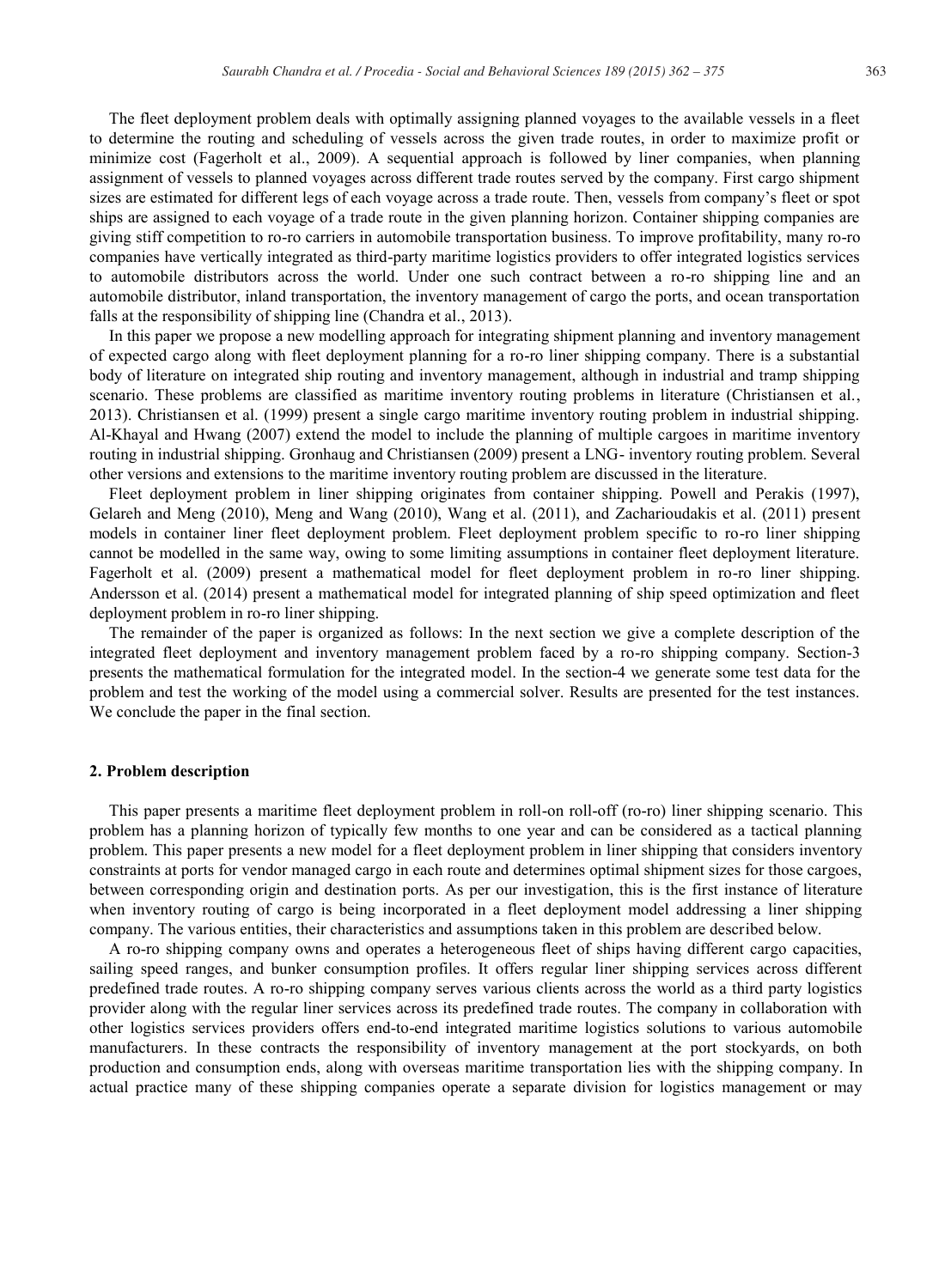The fleet deployment problem deals with optimally assigning planned voyages to the available vessels in a fleet to determine the routing and scheduling of vessels across the given trade routes, in order to maximize profit or minimize cost (Fagerholt et al., 2009). A sequential approach is followed by liner companies, when planning assignment of vessels to planned voyages across different trade routes served by the company. First cargo shipment sizes are estimated for different legs of each voyage across a trade route. Then, vessels from company's fleet or spot ships are assigned to each voyage of a trade route in the given planning horizon. Container shipping companies are giving stiff competition to ro-ro carriers in automobile transportation business. To improve profitability, many ro-ro companies have vertically integrated as third-party maritime logistics providers to offer integrated logistics services to automobile distributors across the world. Under one such contract between a ro-ro shipping line and an automobile distributor, inland transportation, the inventory management of cargo the ports, and ocean transportation falls at the responsibility of shipping line (Chandra et al., 2013).

In this paper we propose a new modelling approach for integrating shipment planning and inventory management of expected cargo along with fleet deployment planning for a ro-ro liner shipping company. There is a substantial body of literature on integrated ship routing and inventory management, although in industrial and tramp shipping scenario. These problems are classified as maritime inventory routing problems in literature (Christiansen et al., 2013). Christiansen et al. (1999) present a single cargo maritime inventory routing problem in industrial shipping. Al-Khayal and Hwang (2007) extend the model to include the planning of multiple cargoes in maritime inventory routing in industrial shipping. Gronhaug and Christiansen (2009) present a LNG- inventory routing problem. Several other versions and extensions to the maritime inventory routing problem are discussed in the literature.

Fleet deployment problem in liner shipping originates from container shipping. Powell and Perakis (1997), Gelareh and Meng (2010), Meng and Wang (2010), Wang et al. (2011), and Zacharioudakis et al. (2011) present models in container liner fleet deployment problem. Fleet deployment problem specific to ro-ro liner shipping cannot be modelled in the same way, owing to some limiting assumptions in container fleet deployment literature. Fagerholt et al. (2009) present a mathematical model for fleet deployment problem in ro-ro liner shipping. Andersson et al. (2014) present a mathematical model for integrated planning of ship speed optimization and fleet deployment problem in ro-ro liner shipping.

The remainder of the paper is organized as follows: In the next section we give a complete description of the integrated fleet deployment and inventory management problem faced by a ro-ro shipping company. Section-3 presents the mathematical formulation for the integrated model. In the section-4 we generate some test data for the problem and test the working of the model using a commercial solver. Results are presented for the test instances. We conclude the paper in the final section.

## 2. Problem description

This paper presents a maritime fleet deployment problem in roll-on roll-off (ro-ro) liner shipping scenario. This problem has a planning horizon of typically few months to one year and can be considered as a tactical planning problem. This paper presents a new model for a fleet deployment problem in liner shipping that considers inventory constraints at ports for vendor managed cargo in each route and determines optimal shipment sizes for those cargoes, between corresponding origin and destination ports. As per our investigation, this is the first instance of literature when inventory routing of cargo is being incorporated in a fleet deployment model addressing a liner shipping company. The various entities, their characteristics and assumptions taken in this problem are described below.

A ro-ro shipping company owns and operates a heterogeneous fleet of ships having different cargo capacities, sailing speed ranges, and bunker consumption profiles. It offers regular liner shipping services across different predefined trade routes. A ro-ro shipping company serves various clients across the world as a third party logistics provider along with the regular liner services across its predefined trade routes. The company in collaboration with other logistics services providers offers end-to-end integrated maritime logistics solutions to various automobile manufacturers. In these contracts the responsibility of inventory management at the port stockyards, on both production and consumption ends, along with overseas maritime transportation lies with the shipping company. In actual practice many of these shipping companies operate a separate division for logistics management or may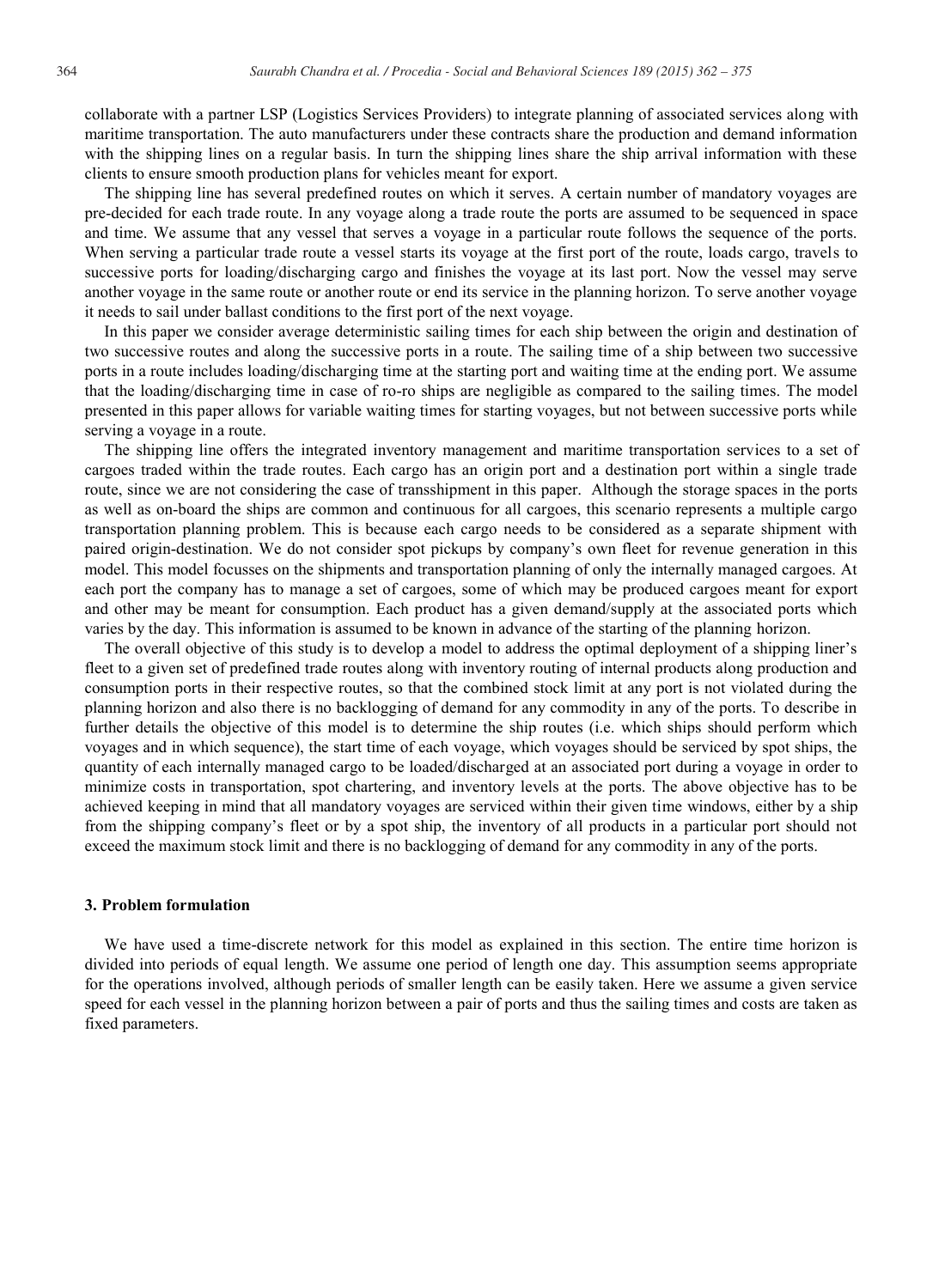collaborate with a partner LSP (Logistics Services Providers) to integrate planning of associated services along with maritime transportation. The auto manufacturers under these contracts share the production and demand information with the shipping lines on a regular basis. In turn the shipping lines share the ship arrival information with these clients to ensure smooth production plans for vehicles meant for export.

The shipping line has several predefined routes on which it serves. A certain number of mandatory voyages are pre-decided for each trade route. In any voyage along a trade route the ports are assumed to be sequenced in space and time. We assume that any vessel that serves a voyage in a particular route follows the sequence of the ports. When serving a particular trade route a vessel starts its voyage at the first port of the route, loads cargo, travels to successive ports for loading/discharging cargo and finishes the voyage at its last port. Now the vessel may serve another voyage in the same route or another route or end its service in the planning horizon. To serve another voyage it needs to sail under ballast conditions to the first port of the next voyage.

In this paper we consider average deterministic sailing times for each ship between the origin and destination of two successive routes and along the successive ports in a route. The sailing time of a ship between two successive ports in a route includes loading/discharging time at the starting port and waiting time at the ending port. We assume that the loading/discharging time in case of ro-ro ships are negligible as compared to the sailing times. The model presented in this paper allows for variable waiting times for starting voyages, but not between successive ports while serving a voyage in a route.

The shipping line offers the integrated inventory management and maritime transportation services to a set of cargoes traded within the trade routes. Each cargo has an origin port and a destination port within a single trade route, since we are not considering the case of transshipment in this paper. Although the storage spaces in the ports as well as on-board the ships are common and continuous for all cargoes, this scenario represents a multiple cargo transportation planning problem. This is because each cargo needs to be considered as a separate shipment with paired origin-destination. We do not consider spot pickups by company's own fleet for revenue generation in this model. This model focusses on the shipments and transportation planning of only the internally managed cargoes. At each port the company has to manage a set of cargoes, some of which may be produced cargoes meant for export and other may be meant for consumption. Each product has a given demand/supply at the associated ports which varies by the day. This information is assumed to be known in advance of the starting of the planning horizon.

The overall objective of this study is to develop a model to address the optimal deployment of a shipping liner's fleet to a given set of predefined trade routes along with inventory routing of internal products along production and consumption ports in their respective routes, so that the combined stock limit at any port is not violated during the planning horizon and also there is no backlogging of demand for any commodity in any of the ports. To describe in further details the objective of this model is to determine the ship routes (i.e. which ships should perform which voyages and in which sequence), the start time of each voyage, which voyages should be serviced by spot ships, the quantity of each internally managed cargo to be loaded/discharged at an associated port during a voyage in order to minimize costs in transportation, spot chartering, and inventory levels at the ports. The above objective has to be achieved keeping in mind that all mandatory voyages are serviced within their given time windows, either by a ship from the shipping company's fleet or by a spot ship, the inventory of all products in a particular port should not exceed the maximum stock limit and there is no backlogging of demand for any commodity in any of the ports.

## 3. Problem formulation

We have used a time-discrete network for this model as explained in this section. The entire time horizon is divided into periods of equal length. We assume one period of length one day. This assumption seems appropriate for the operations involved, although periods of smaller length can be easily taken. Here we assume a given service speed for each vessel in the planning horizon between a pair of ports and thus the sailing times and costs are taken as fixed parameters.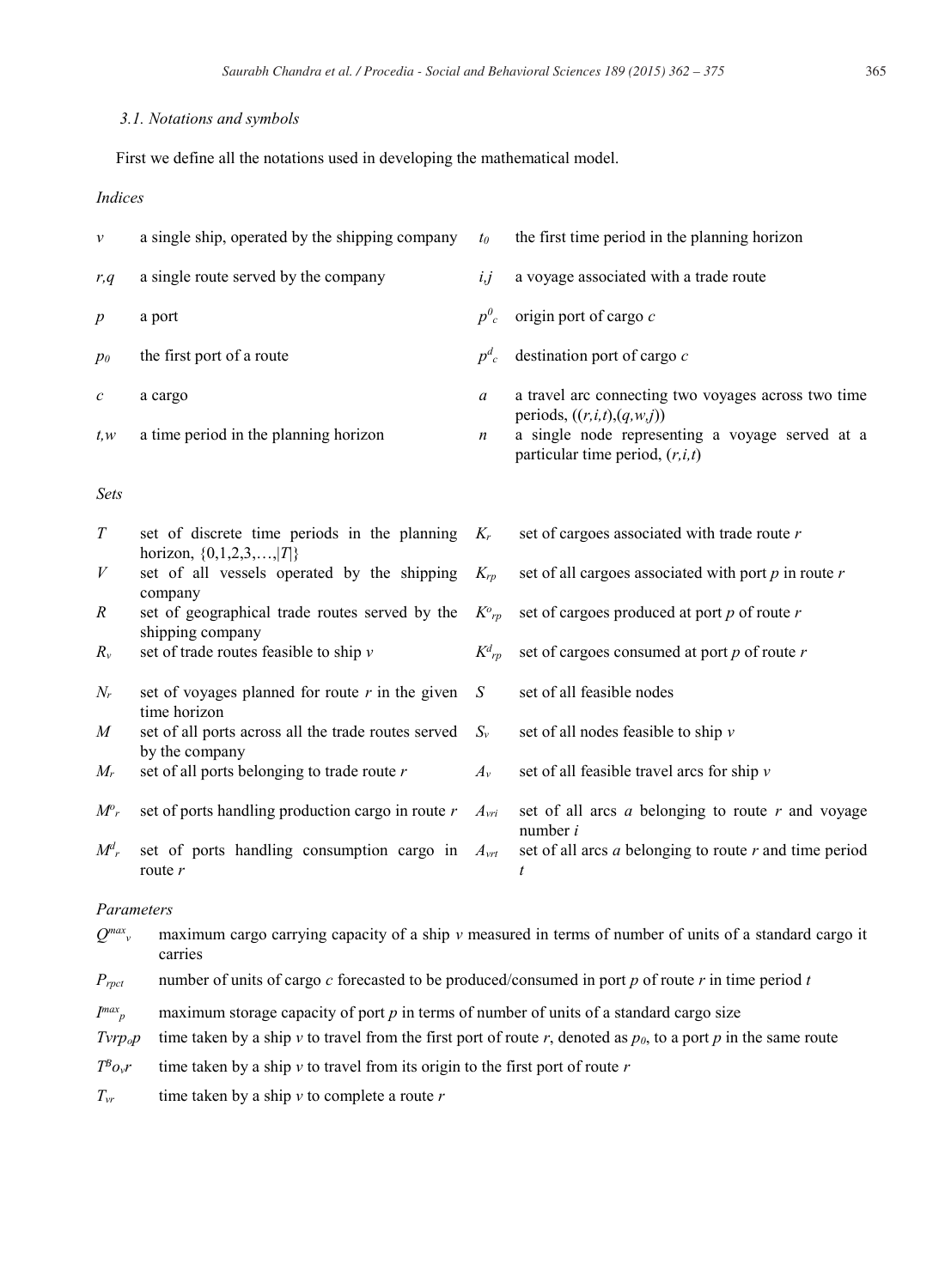### 3.1. Notations and symbols

First we define all the notations used in developing the mathematical model.

*Indices*

| | |
|---|---|
| $v$ | a single ship, operated by the shipping company |
| $r,q$ | a single route served by the company |
| $p$ | a port |
| $p_0$ | the first port of a route |
| $c$ | a cargo |
| $t,w$ | a time period in the planning horizon |
| $t_0$ | the first time period in the planning horizon |
| $i,j$ | a voyage associated with a trade route |
| $p^0_c$ | origin port of cargo $c$ |
| $p^d_c$ | destination port of cargo $c$ |
| $a$ | a travel arc connecting two voyages across two time periods, $((r,i,t),(q,w,j))$ |
| $n$ | a single node representing a voyage served at a particular time period, $(r,i,t)$ |

*Sets*

| | |
|---|---|
| $T$ | set of discrete time periods in the planning horizon, $\{0,1,2,3,\ldots,\|T\|\}$ |
| $V$ | set of all vessels operated by the shipping company |
| $R$ | set of geographical trade routes served by the shipping company |
| $R_v$ | set of trade routes feasible to ship $v$ |
| $N_r$ | set of voyages planned for route $r$ in the given time horizon |
| $M$ | set of all ports across all the trade routes served by the company |
| $M_r$ | set of all ports belonging to trade route $r$ |
| $M^o_r$ | set of ports handling production cargo in route $r$ |
| $M^d_r$ | set of ports handling consumption cargo in route $r$ |
| $K_r$ | set of cargoes associated with trade route $r$ |
| $K_{rp}$ | set of all cargoes associated with port $p$ in route $r$ |
| $K^o_{rp}$ | set of cargoes produced at port $p$ of route $r$ |
| $K^d_{rp}$ | set of cargoes consumed at port $p$ of route $r$ |
| $S$ | set of all feasible nodes |
| $S_v$ | set of all nodes feasible to ship $v$ |
| $A_v$ | set of all feasible travel arcs for ship $v$ |
| $A_{vri}$ | set of all arcs $a$ belonging to route $r$ and voyage number $i$ |
| $A_{vrt}$ | set of all arcs $a$ belonging to route $r$ and time period $t$ |

*Parameters*

| | |
|---|---|
| $Q^{max}_v$ | maximum cargo carrying capacity of a ship $v$ measured in terms of number of units of a standard cargo it carries |
| $P_{rpct}$ | number of units of cargo $c$ forecasted to be produced/consumed in port $p$ of route $r$ in time period $t$ |
| $I^{max}_p$ | maximum storage capacity of port $p$ in terms of number of units of a standard cargo size |
| $T_{vrp_0p}$ | time taken by a ship $v$ to travel from the first port of route $r$, denoted as $p_0$, to a port $p$ in the same route |
| $T^B{o_v}r$ | time taken by a ship $v$ to travel from its origin to the first port of route $r$ |
| $T_{vr}$ | time taken by a ship $v$ to complete a route $r$ |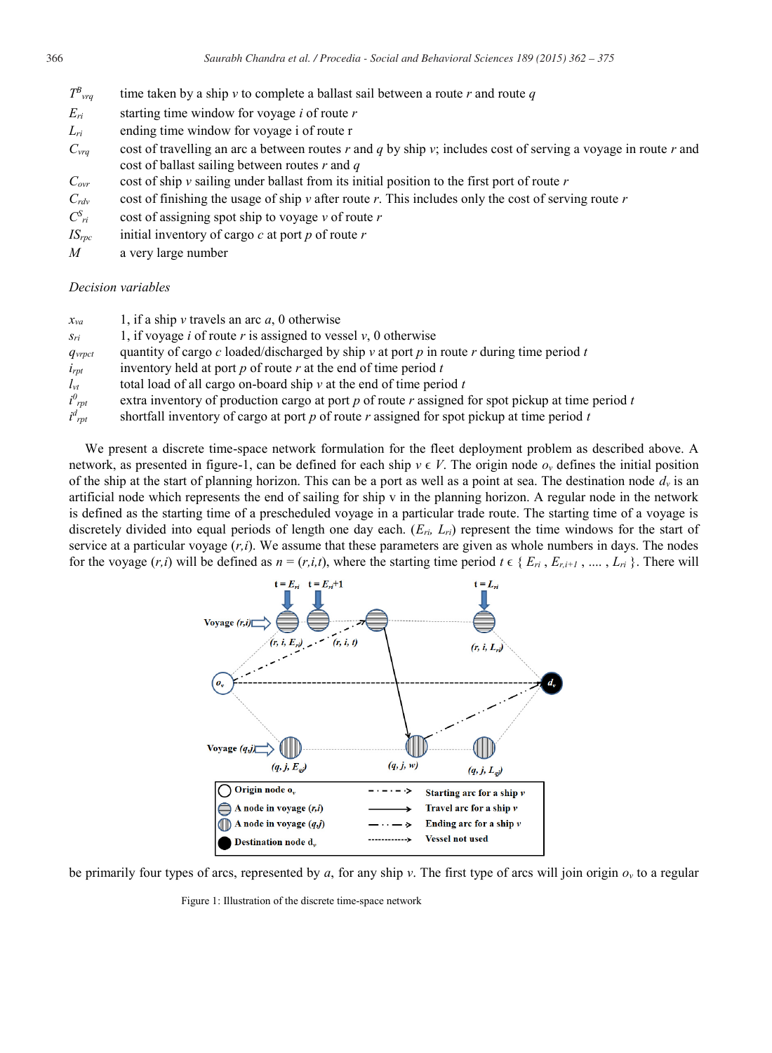$T^B_{vrq}$ time taken by a ship $v$ to complete a ballast sail between a route $r$ and route $q$

$E_{ri}$ starting time window for voyage $i$ of route $r$

$L_{ri}$ ending time window for voyage i of route r

$C_{vrq}$ cost of travelling an arc a between routes $r$ and $q$ by ship $v$; includes cost of serving a voyage in route $r$ and cost of ballast sailing between routes $r$ and $q$

$C_{ovr}$ cost of ship $v$ sailing under ballast from its initial position to the first port of route $r$

$C_{rdv}$ cost of finishing the usage of ship $v$ after route $r$. This includes only the cost of serving route $r$

$C^S_{ri}$ cost of assigning spot ship to voyage $v$ of route $r$

$IS_{rpc}$ initial inventory of cargo $c$ at port $p$ of route $r$

$M$ a very large number

*Decision variables*

$x_{va}$ 1, if a ship $v$ travels an arc $a$, 0 otherwise

$s_{ri}$ 1, if voyage $i$ of route $r$ is assigned to vessel $v$, 0 otherwise

$q_{vrpct}$ quantity of cargo $c$ loaded/discharged by ship $v$ at port $p$ in route $r$ during time period $t$

$i_{rpt}$ inventory held at port $p$ of route $r$ at the end of time period $t$

$l_{vt}$ total load of all cargo on-board ship $v$ at the end of time period $t$

$i^0_{rpt}$ extra inventory of production cargo at port $p$ of route $r$ assigned for spot pickup at time period $t$

$i^d_{rpt}$ shortfall inventory of cargo at port $p$ of route $r$ assigned for spot pickup at time period $t$

We present a discrete time-space network formulation for the fleet deployment problem as described above. A network, as presented in figure-1, can be defined for each ship $v \in V$. The origin node $o_v$ defines the initial position of the ship at the start of planning horizon. This can be a port as well as a point at sea. The destination node $d_v$ is an artificial node which represents the end of sailing for ship v in the planning horizon. A regular node in the network is defined as the starting time of a prescheduled voyage in a particular trade route. The starting time of a voyage is discretely divided into equal periods of length one day each. ($E_{ri}$, $L_{ri}$) represent the time windows for the start of service at a particular voyage ($r$,$i$). We assume that these parameters are given as whole numbers in days. The nodes for the voyage ($r$,$i$) will be defined as $n = (r,i,t)$, where the starting time period $t \in \{ E_{ri} , E_{r,i+1} , .... , L_{ri} \}$. There will

Figure 1: Illustration of the discrete time-space network

be primarily four types of arcs, represented by $a$, for any ship $v$. The first type of arcs will join origin $o_v$ to a regular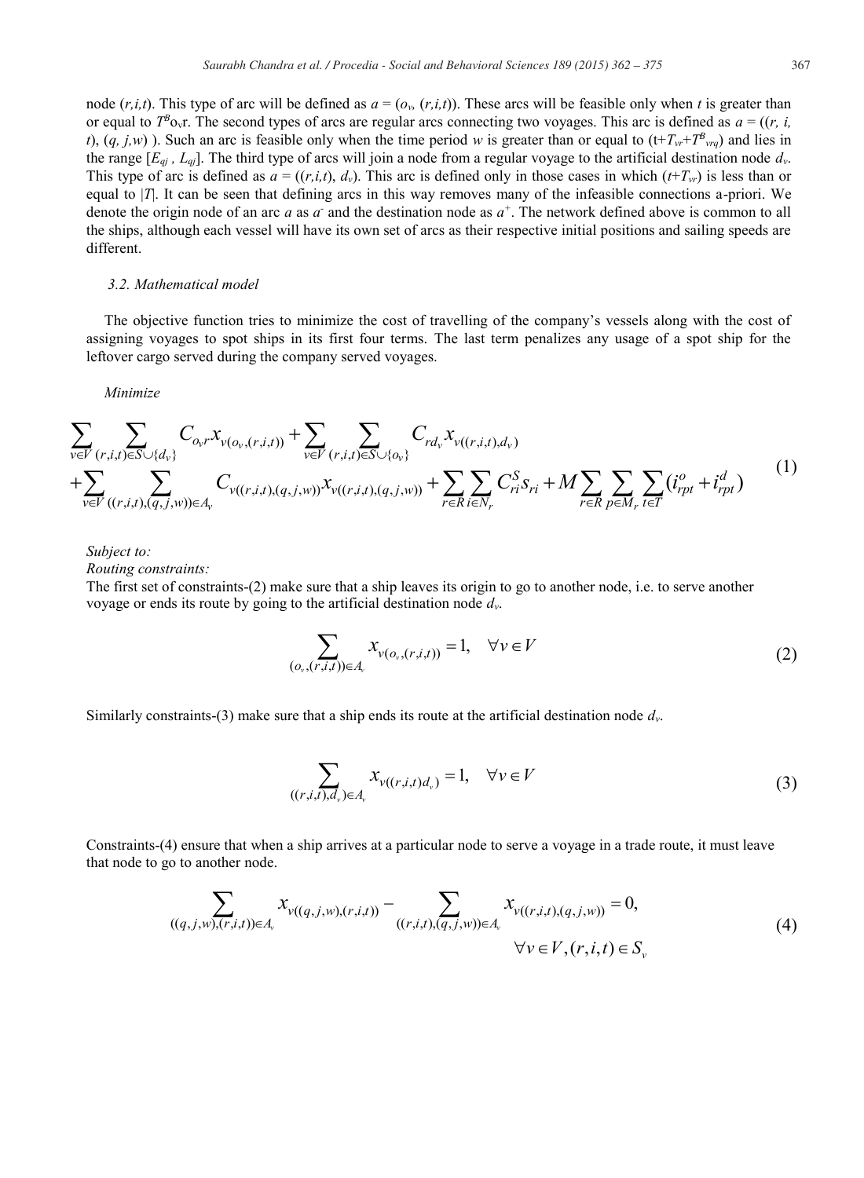node $(r,i,t)$. This type of arc will be defined as $a = (o_v, (r,i,t))$. These arcs will be feasible only when $t$ is greater than or equal to $T^B{}_{o_v r}$. The second types of arcs are regular arcs connecting two voyages. This arc is defined as $a = ((r, i, t), (q, j, w))$. Such an arc is feasible only when the time period $w$ is greater than or equal to $(t+T_{vr}+T^B{}_{vrq})$ and lies in the range $[E_{qj}, L_{qj}]$. The third type of arcs will join a node from a regular voyage to the artificial destination node $d_v$. This type of arc is defined as $a = ((r,i,t), d_v)$. This arc is defined only in those cases in which $(t+T_{vr})$ is less than or equal to $|T|$. It can be seen that defining arcs in this way removes many of the infeasible connections a-priori. We denote the origin node of an arc $a$ as $a^-$ and the destination node as $a^+$. The network defined above is common to all the ships, although each vessel will have its own set of arcs as their respective initial positions and sailing speeds are different.

### 3.2. Mathematical model

The objective function tries to minimize the cost of travelling of the company's vessels along with the cost of assigning voyages to spot ships in its first four terms. The last term penalizes any usage of a spot ship for the leftover cargo served during the company served voyages.

*Minimize*

$$\sum_{v\in V}\sum_{(r,i,t)\in S\cup\{d_v\}} C_{o_v r} x_{v(o_v,(r,i,t))} + \sum_{v\in V}\sum_{(r,i,t)\in S\cup\{o_v\}} C_{rd_v} x_{v((r,i,t),d_v)}$$
$$+\sum_{v\in V}\sum_{((r,i,t),(q,j,w))\in A_v} C_{v((r,i,t),(q,j,w))} x_{v((r,i,t),(q,j,w))} + \sum_{r\in R}\sum_{i\in N_r} C^S_{ri} s_{ri} + M\sum_{r\in R}\sum_{p\in M_r}\sum_{t\in T}(i^o_{rpt} + i^d_{rpt}) \tag{1}$$

*Subject to:*

*Routing constraints:*

The first set of constraints-(2) make sure that a ship leaves its origin to go to another node, i.e. to serve another voyage or ends its route by going to the artificial destination node $d_v$.

$$\sum_{(o_v,(r,i,t))\in A_v} x_{v(o_v,(r,i,t))} = 1, \quad \forall v \in V \tag{2}$$

Similarly constraints-(3) make sure that a ship ends its route at the artificial destination node $d_v$.

$$\sum_{((r,i,t),d_v)\in A_v} x_{v((r,i,t)d_v)} = 1, \quad \forall v \in V \tag{3}$$

Constraints-(4) ensure that when a ship arrives at a particular node to serve a voyage in a trade route, it must leave that node to go to another node.

$$\sum_{((q,j,w),(r,i,t))\in A_v} x_{v((q,j,w),(r,i,t))} - \sum_{((r,i,t),(q,j,w))\in A_v} x_{v((r,i,t),(q,j,w))} = 0, \quad \forall v \in V, (r,i,t) \in S_v \tag{4}$$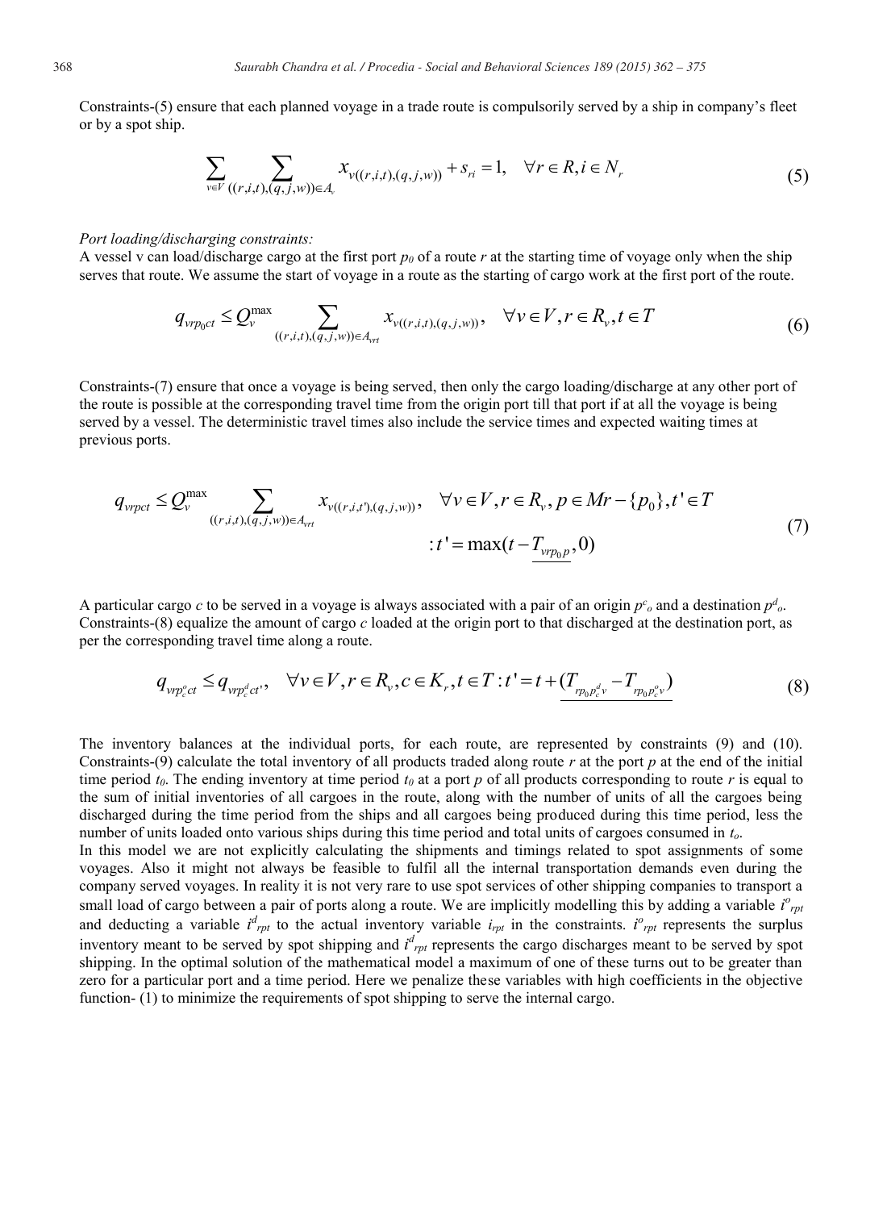Constraints-(5) ensure that each planned voyage in a trade route is compulsorily served by a ship in company's fleet or by a spot ship.

$$\sum_{v \in V} \sum_{((r,i,t),(q,j,w)) \in A_v} x_{v((r,i,t),(q,j,w))} + s_{ri} = 1, \quad \forall r \in R, i \in N_r \tag{5}$$

*Port loading/discharging constraints:*

A vessel v can load/discharge cargo at the first port $p_0$ of a route $r$ at the starting time of voyage only when the ship serves that route. We assume the start of voyage in a route as the starting of cargo work at the first port of the route.

$$q_{vrp_0ct} \leq Q_v^{\max} \sum_{((r,i,t),(q,j,w)) \in A_{vrt}} x_{v((r,i,t),(q,j,w))}, \quad \forall v \in V, r \in R_v, t \in T \tag{6}$$

Constraints-(7) ensure that once a voyage is being served, then only the cargo loading/discharge at any other port of the route is possible at the corresponding travel time from the origin port till that port if at all the voyage is being served by a vessel. The deterministic travel times also include the service times and expected waiting times at previous ports.

$$q_{vrpct} \leq Q_v^{\max} \sum_{((r,i,t),(q,j,w)) \in A_{vrt}} x_{v((r,i,t'),(q,j,w))}, \quad \forall v \in V, r \in R_v, p \in Mr - \{p_0\}, t' \in T$$
$$: t' = \max(t - \underline{T_{vrp_0p}}, 0) \tag{7}$$

A particular cargo $c$ to be served in a voyage is always associated with a pair of an origin $p^c_o$ and a destination $p^d_o$. Constraints-(8) equalize the amount of cargo $c$ loaded at the origin port to that discharged at the destination port, as per the corresponding travel time along a route.

$$q_{vrp_c^oct} \leq q_{vrp_c^dct'}, \quad \forall v \in V, r \in R_v, c \in K_r, t \in T : t' = t + \underline{(T_{rp_0p_c^dv} - T_{rp_0p_c^ov})} \tag{8}$$

The inventory balances at the individual ports, for each route, are represented by constraints (9) and (10). Constraints-(9) calculate the total inventory of all products traded along route $r$ at the port $p$ at the end of the initial time period $t_0$. The ending inventory at time period $t_0$ at a port $p$ of all products corresponding to route $r$ is equal to the sum of initial inventories of all cargoes in the route, along with the number of units of all the cargoes being discharged during the time period from the ships and all cargoes being produced during this time period, less the number of units loaded onto various ships during this time period and total units of cargoes consumed in $t_o$.

In this model we are not explicitly calculating the shipments and timings related to spot assignments of some voyages. Also it might not always be feasible to fulfil all the internal transportation demands even during the company served voyages. In reality it is not very rare to use spot services of other shipping companies to transport a small load of cargo between a pair of ports along a route. We are implicitly modelling this by adding a variable $i^o_{rpt}$ and deducting a variable $i^d_{rpt}$ to the actual inventory variable $i_{rpt}$ in the constraints. $i^o_{rpt}$ represents the surplus inventory meant to be served by spot shipping and $i^d_{rpt}$ represents the cargo discharges meant to be served by spot shipping. In the optimal solution of the mathematical model a maximum of one of these turns out to be greater than zero for a particular port and a time period. Here we penalize these variables with high coefficients in the objective function- (1) to minimize the requirements of spot shipping to serve the internal cargo.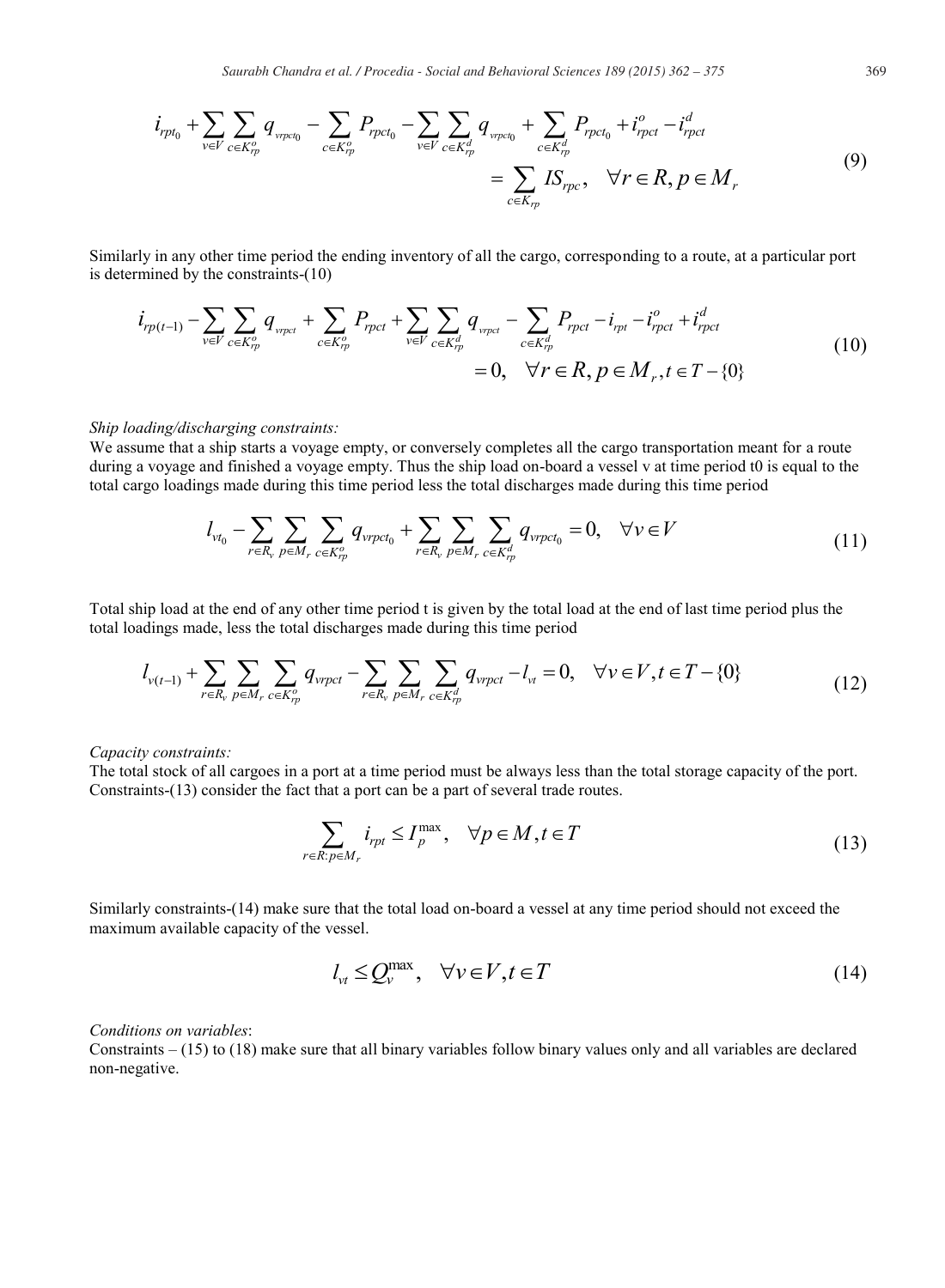$$i_{rpt_0} + \sum_{v \in V} \sum_{c \in K_{rp}^o} q_{vrpct_0} - \sum_{c \in K_{rp}^o} P_{rpct_0} - \sum_{v \in V} \sum_{c \in K_{rp}^d} q_{vrpct_0} + \sum_{c \in K_{rp}^d} P_{rpct_0} + i_{rpct}^o - i_{rpct}^d = \sum_{c \in K_{rp}} IS_{rpc}, \quad \forall r \in R, p \in M_r \tag{9}$$

Similarly in any other time period the ending inventory of all the cargo, corresponding to a route, at a particular port is determined by the constraints-(10)

$$i_{rp(t-1)} - \sum_{v \in V} \sum_{c \in K_{rp}^o} q_{vrpct} + \sum_{c \in K_{rp}^o} P_{rpct} + \sum_{v \in V} \sum_{c \in K_{rp}^d} q_{vrpct} - \sum_{c \in K_{rp}^d} P_{rpct} - i_{rpt} - i_{rpct}^o + i_{rpct}^d = 0, \quad \forall r \in R, p \in M_r, t \in T - \{0\} \tag{10}$$

*Ship loading/discharging constraints:*

We assume that a ship starts a voyage empty, or conversely completes all the cargo transportation meant for a route during a voyage and finished a voyage empty. Thus the ship load on-board a vessel v at time period t0 is equal to the total cargo loadings made during this time period less the total discharges made during this time period

$$l_{vt_0} - \sum_{r \in R_v} \sum_{p \in M_r} \sum_{c \in K_{rp}^o} q_{vrpct_0} + \sum_{r \in R_v} \sum_{p \in M_r} \sum_{c \in K_{rp}^d} q_{vrpct_0} = 0, \quad \forall v \in V \tag{11}$$

Total ship load at the end of any other time period t is given by the total load at the end of last time period plus the total loadings made, less the total discharges made during this time period

$$l_{v(t-1)} + \sum_{r \in R_v} \sum_{p \in M_r} \sum_{c \in K_{rp}^o} q_{vrpct} - \sum_{r \in R_v} \sum_{p \in M_r} \sum_{c \in K_{rp}^d} q_{vrpct} - l_{vt} = 0, \quad \forall v \in V, t \in T - \{0\} \tag{12}$$

*Capacity constraints:*

The total stock of all cargoes in a port at a time period must be always less than the total storage capacity of the port. Constraints-(13) consider the fact that a port can be a part of several trade routes.

$$\sum_{r \in R: p \in M_r} i_{rpt} \leq I_p^{\max}, \quad \forall p \in M, t \in T \tag{13}$$

Similarly constraints-(14) make sure that the total load on-board a vessel at any time period should not exceed the maximum available capacity of the vessel.

$$l_{vt} \leq Q_v^{\max}, \quad \forall v \in V, t \in T \tag{14}$$

*Conditions on variables*:

Constraints – (15) to (18) make sure that all binary variables follow binary values only and all variables are declared non-negative.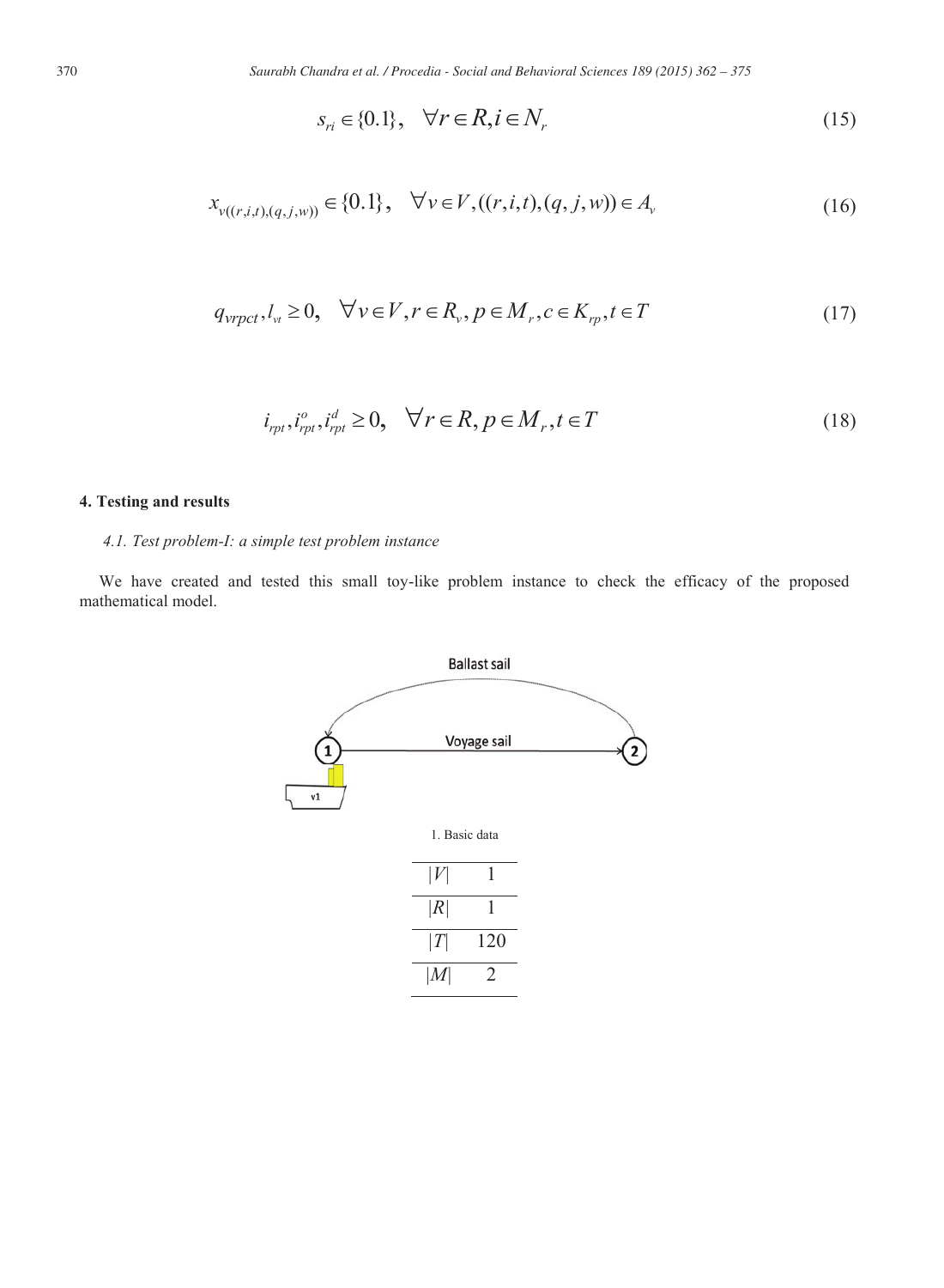$$s_{ri} \in \{0.1\}, \quad \forall r \in R, i \in N_r \tag{15}$$

$$x_{v((r,i,t),(q,j,w))} \in \{0.1\}, \quad \forall v \in V, ((r,i,t),(q,j,w)) \in A_v \tag{16}$$

$$q_{vrpct}, l_{vt} \geq 0, \quad \forall v \in V, r \in R_v, p \in M_r, c \in K_{rp}, t \in T \tag{17}$$

$$i_{rpt}, i_{rpt}^{o}, i_{rpt}^{d} \geq 0, \quad \forall r \in R, p \in M_r, t \in T \tag{18}$$

## 4. Testing and results

### *4.1. Test problem-I: a simple test problem instance*

We have created and tested this small toy-like problem instance to check the efficacy of the proposed mathematical model.

Ballast sail

Voyage sail

1. Basic data

| | |
|---|---|
| $\lvert V \rvert$ | 1 |
| $\lvert R \rvert$ | 1 |
| $\lvert T \rvert$ | 120 |
| $\lvert M \rvert$ | 2 |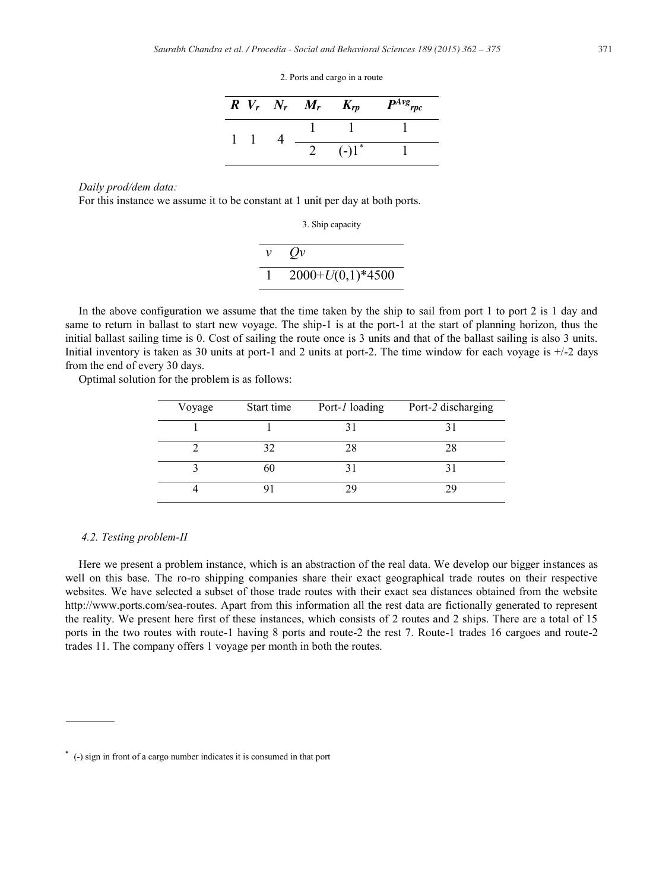2. Ports and cargo in a route

| $R$ | $V_r$ | $N_r$ | $M_r$ | $K_{rp}$ | $P^{Avg}_{rpc}$ |
|---|---|---|---|---|---|
| 1 | 1 | 4 | 1 | 1 | 1 |
| | | | 2 | (-)1[*] | 1 |

*Daily prod/dem data:*

For this instance we assume it to be constant at 1 unit per day at both ports.

3. Ship capacity

| $v$ | $Qv$ |
|---|---|
| 1 | $2000+U(0,1)*4500$ |

In the above configuration we assume that the time taken by the ship to sail from port 1 to port 2 is 1 day and same to return in ballast to start new voyage. The ship-1 is at the port-1 at the start of planning horizon, thus the initial ballast sailing time is 0. Cost of sailing the route once is 3 units and that of the ballast sailing is also 3 units. Initial inventory is taken as 30 units at port-1 and 2 units at port-2. The time window for each voyage is +/-2 days from the end of every 30 days.

Optimal solution for the problem is as follows:

| Voyage | Start time | Port-*1* loading | Port-*2* discharging |
|---|---|---|---|
| 1 | 1 | 31 | 31 |
| 2 | 32 | 28 | 28 |
| 3 | 60 | 31 | 31 |
| 4 | 91 | 29 | 29 |

### *4.2. Testing problem-II*

Here we present a problem instance, which is an abstraction of the real data. We develop our bigger instances as well on this base. The ro-ro shipping companies share their exact geographical trade routes on their respective websites. We have selected a subset of those trade routes with their exact sea distances obtained from the website http://www.ports.com/sea-routes. Apart from this information all the rest data are fictionally generated to represent the reality. We present here first of these instances, which consists of 2 routes and 2 ships. There are a total of 15 ports in the two routes with route-1 having 8 ports and route-2 the rest 7. Route-1 trades 16 cargoes and route-2 trades 11. The company offers 1 voyage per month in both the routes.

[*] (-) sign in front of a cargo number indicates it is consumed in that port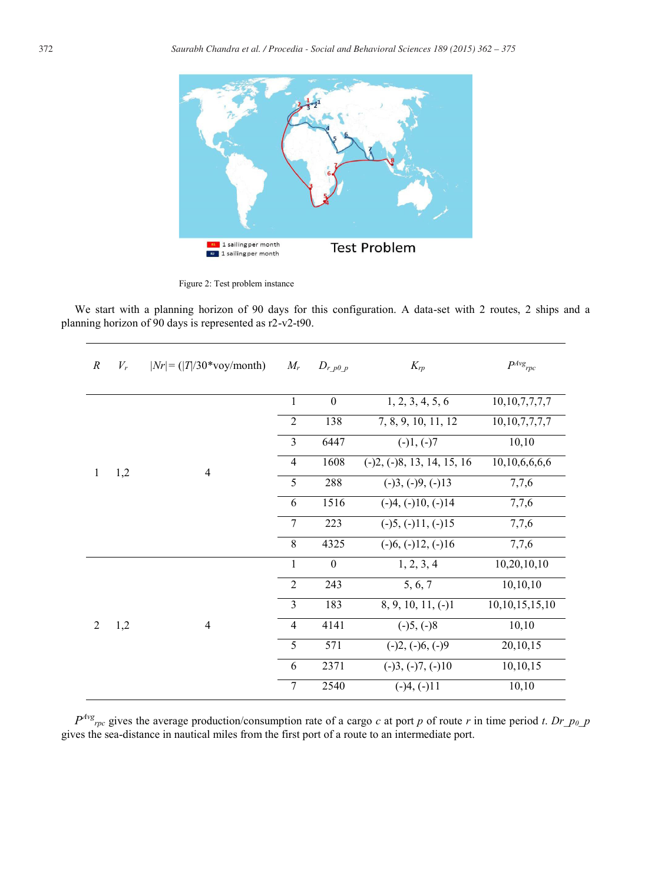Figure 2: Test problem instance

We start with a planning horizon of 90 days for this configuration. A data-set with 2 routes, 2 ships and a planning horizon of 90 days is represented as r2-v2-t90.

| $R$ | $V_r$ | $\lvert Nr\rvert = (\lvert T\rvert/30$*voy/month) | $M_r$ | $D_{r\_p0\_p}$ | $K_{rp}$ | $P^{Avg}_{rpc}$ |
|---|---|---|---|---|---|---|
| 1 | 1,2 | 4 | 1 | 0 | 1, 2, 3, 4, 5, 6 | 10,10,7,7,7,7 |
| | | | 2 | 138 | 7, 8, 9, 10, 11, 12 | 10,10,7,7,7,7 |
| | | | 3 | 6447 | (-)1, (-)7 | 10,10 |
| | | | 4 | 1608 | (-)2, (-)8, 13, 14, 15, 16 | 10,10,6,6,6,6 |
| | | | 5 | 288 | (-)3, (-)9, (-)13 | 7,7,6 |
| | | | 6 | 1516 | (-)4, (-)10, (-)14 | 7,7,6 |
| | | | 7 | 223 | (-)5, (-)11, (-)15 | 7,7,6 |
| | | | 8 | 4325 | (-)6, (-)12, (-)16 | 7,7,6 |
| 2 | 1,2 | 4 | 1 | 0 | 1, 2, 3, 4 | 10,20,10,10 |
| | | | 2 | 243 | 5, 6, 7 | 10,10,10 |
| | | | 3 | 183 | 8, 9, 10, 11, (-)1 | 10,10,15,15,10 |
| | | | 4 | 4141 | (-)5, (-)8 | 10,10 |
| | | | 5 | 571 | (-)2, (-)6, (-)9 | 20,10,15 |
| | | | 6 | 2371 | (-)3, (-)7, (-)10 | 10,10,15 |
| | | | 7 | 2540 | (-)4, (-)11 | 10,10 |

$P^{Avg}_{rpc}$ gives the average production/consumption rate of a cargo $c$ at port $p$ of route $r$ in time period $t$. $Dr\_p_0\_p$ gives the sea-distance in nautical miles from the first port of a route to an intermediate port.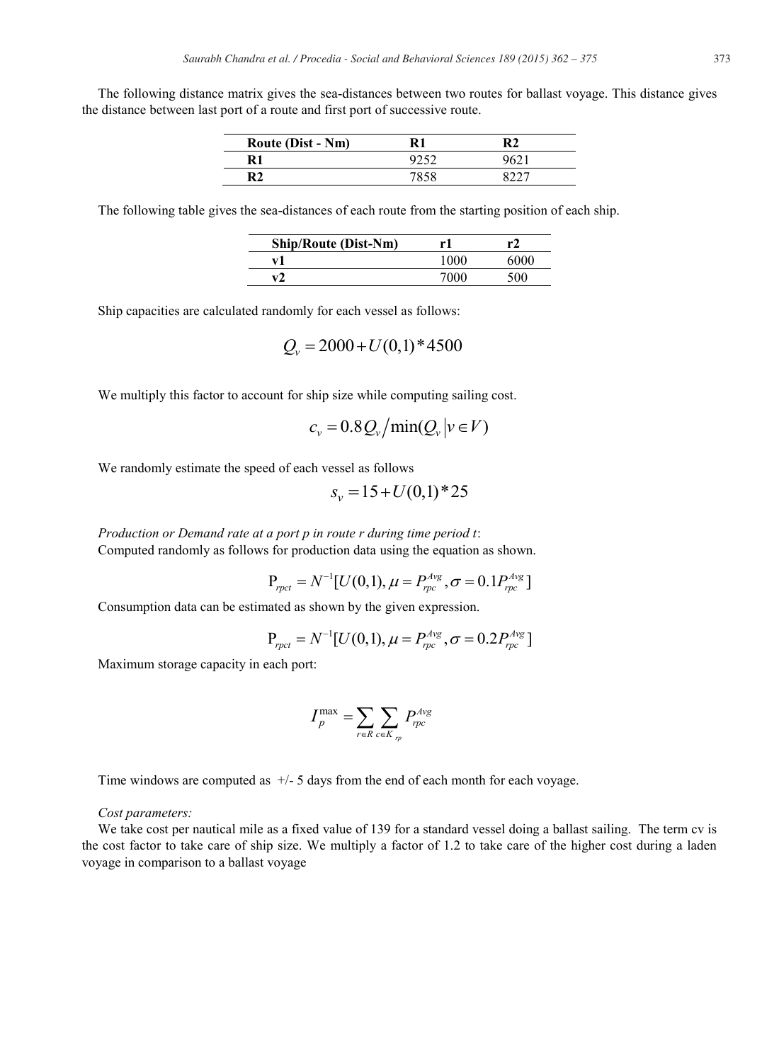The following distance matrix gives the sea-distances between two routes for ballast voyage. This distance gives the distance between last port of a route and first port of successive route.

| Route (Dist - Nm) | R1 | R2 |
|---|---|---|
| R1 | 9252 | 9621 |
| R2 | 7858 | 8227 |

The following table gives the sea-distances of each route from the starting position of each ship.

| Ship/Route (Dist-Nm) | r1 | r2 |
|---|---|---|
| v1 | 1000 | 6000 |
| v2 | 7000 | 500 |

Ship capacities are calculated randomly for each vessel as follows:

$$Q_v = 2000 + U(0,1) * 4500$$

We multiply this factor to account for ship size while computing sailing cost.

$$c_v = 0.8 Q_v / \min(Q_v \mid v \in V)$$

We randomly estimate the speed of each vessel as follows

$$s_v = 15 + U(0,1) * 25$$

*Production or Demand rate at a port p in route r during time period t*:
Computed randomly as follows for production data using the equation as shown.

$$\mathrm{P}_{rpct} = N^{-1}[U(0,1), \mu = P_{rpc}^{Avg}, \sigma = 0.1 P_{rpc}^{Avg}]$$

Consumption data can be estimated as shown by the given expression.

$$\mathrm{P}_{rpct} = N^{-1}[U(0,1), \mu = P_{rpc}^{Avg}, \sigma = 0.2 P_{rpc}^{Avg}]$$

Maximum storage capacity in each port:

$$I_p^{\max} = \sum_{r \in R} \sum_{c \in K_{rp}} P_{rpc}^{Avg}$$

Time windows are computed as +/- 5 days from the end of each month for each voyage.

*Cost parameters:*
We take cost per nautical mile as a fixed value of 139 for a standard vessel doing a ballast sailing. The term cv is the cost factor to take care of ship size. We multiply a factor of 1.2 to take care of the higher cost during a laden voyage in comparison to a ballast voyage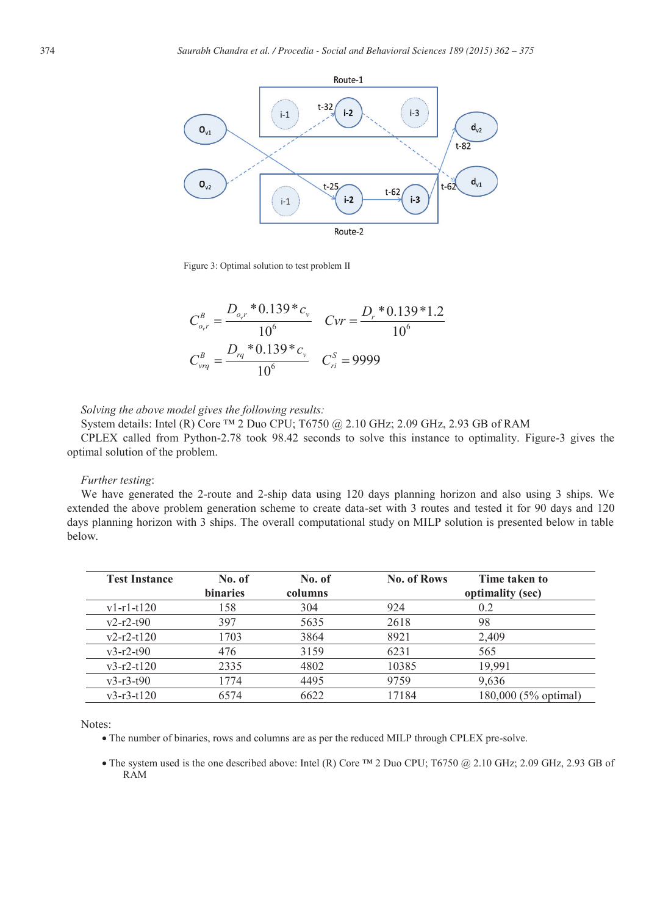Figure 3: Optimal solution to test problem II

$$C^B_{o_v r} = \frac{D_{o_v r} * 0.139 * c_v}{10^6} \quad Cvr = \frac{D_r * 0.139 * 1.2}{10^6}$$

$$C^B_{vrq} = \frac{D_{rq} * 0.139 * c_v}{10^6} \quad C^S_{ri} = 9999$$

*Solving the above model gives the following results:*

System details: Intel (R) Core ™ 2 Duo CPU; T6750 @ 2.10 GHz; 2.09 GHz, 2.93 GB of RAM

CPLEX called from Python-2.78 took 98.42 seconds to solve this instance to optimality. Figure-3 gives the optimal solution of the problem.

*Further testing*:

We have generated the 2-route and 2-ship data using 120 days planning horizon and also using 3 ships. We extended the above problem generation scheme to create data-set with 3 routes and tested it for 90 days and 120 days planning horizon with 3 ships. The overall computational study on MILP solution is presented below in table below.

| Test Instance | No. of binaries | No. of columns | No. of Rows | Time taken to optimality (sec) |
|---|---|---|---|---|
| v1-r1-t120 | 158 | 304 | 924 | 0.2 |
| v2-r2-t90 | 397 | 5635 | 2618 | 98 |
| v2-r2-t120 | 1703 | 3864 | 8921 | 2,409 |
| v3-r2-t90 | 476 | 3159 | 6231 | 565 |
| v3-r2-t120 | 2335 | 4802 | 10385 | 19,991 |
| v3-r3-t90 | 1774 | 4495 | 9759 | 9,636 |
| v3-r3-t120 | 6574 | 6622 | 17184 | 180,000 (5% optimal) |

Notes:

- The number of binaries, rows and columns are as per the reduced MILP through CPLEX pre-solve.
- The system used is the one described above: Intel (R) Core ™ 2 Duo CPU; T6750 @ 2.10 GHz; 2.09 GHz, 2.93 GB of RAM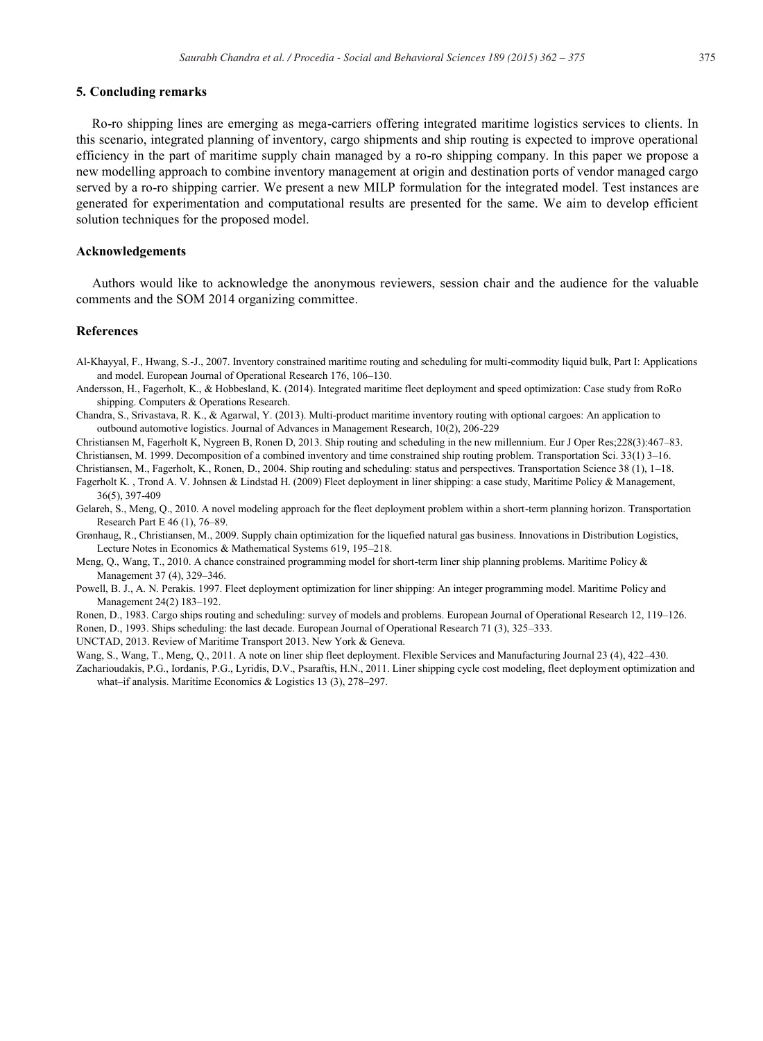## 5. Concluding remarks

Ro-ro shipping lines are emerging as mega-carriers offering integrated maritime logistics services to clients. In this scenario, integrated planning of inventory, cargo shipments and ship routing is expected to improve operational efficiency in the part of maritime supply chain managed by a ro-ro shipping company. In this paper we propose a new modelling approach to combine inventory management at origin and destination ports of vendor managed cargo served by a ro-ro shipping carrier. We present a new MILP formulation for the integrated model. Test instances are generated for experimentation and computational results are presented for the same. We aim to develop efficient solution techniques for the proposed model.

## Acknowledgements

Authors would like to acknowledge the anonymous reviewers, session chair and the audience for the valuable comments and the SOM 2014 organizing committee.

## References

Al-Khayyal, F., Hwang, S.-J., 2007. Inventory constrained maritime routing and scheduling for multi-commodity liquid bulk, Part I: Applications and model. European Journal of Operational Research 176, 106–130.

Andersson, H., Fagerholt, K., & Hobbesland, K. (2014). Integrated maritime fleet deployment and speed optimization: Case study from RoRo shipping. Computers & Operations Research.

Chandra, S., Srivastava, R. K., & Agarwal, Y. (2013). Multi-product maritime inventory routing with optional cargoes: An application to outbound automotive logistics. Journal of Advances in Management Research, 10(2), 206-229

Christiansen M, Fagerholt K, Nygreen B, Ronen D, 2013. Ship routing and scheduling in the new millennium. Eur J Oper Res;228(3):467–83.

Christiansen, M. 1999. Decomposition of a combined inventory and time constrained ship routing problem. Transportation Sci. 33(1) 3–16.

Christiansen, M., Fagerholt, K., Ronen, D., 2004. Ship routing and scheduling: status and perspectives. Transportation Science 38 (1), 1–18.

Fagerholt K. , Trond A. V. Johnsen & Lindstad H. (2009) Fleet deployment in liner shipping: a case study, Maritime Policy & Management, 36(5), 397-409

Gelareh, S., Meng, Q., 2010. A novel modeling approach for the fleet deployment problem within a short-term planning horizon. Transportation Research Part E 46 (1), 76–89.

Grønhaug, R., Christiansen, M., 2009. Supply chain optimization for the liquefied natural gas business. Innovations in Distribution Logistics, Lecture Notes in Economics & Mathematical Systems 619, 195–218.

Meng, Q., Wang, T., 2010. A chance constrained programming model for short-term liner ship planning problems. Maritime Policy & Management 37 (4), 329–346.

Powell, B. J., A. N. Perakis. 1997. Fleet deployment optimization for liner shipping: An integer programming model. Maritime Policy and Management 24(2) 183–192.

Ronen, D., 1983. Cargo ships routing and scheduling: survey of models and problems. European Journal of Operational Research 12, 119–126.

Ronen, D., 1993. Ships scheduling: the last decade. European Journal of Operational Research 71 (3), 325–333.

UNCTAD, 2013. Review of Maritime Transport 2013. New York & Geneva.

Wang, S., Wang, T., Meng, Q., 2011. A note on liner ship fleet deployment. Flexible Services and Manufacturing Journal 23 (4), 422–430.

Zacharioudakis, P.G., Iordanis, P.G., Lyridis, D.V., Psaraftis, H.N., 2011. Liner shipping cycle cost modeling, fleet deployment optimization and what–if analysis. Maritime Economics & Logistics 13 (3), 278–297.